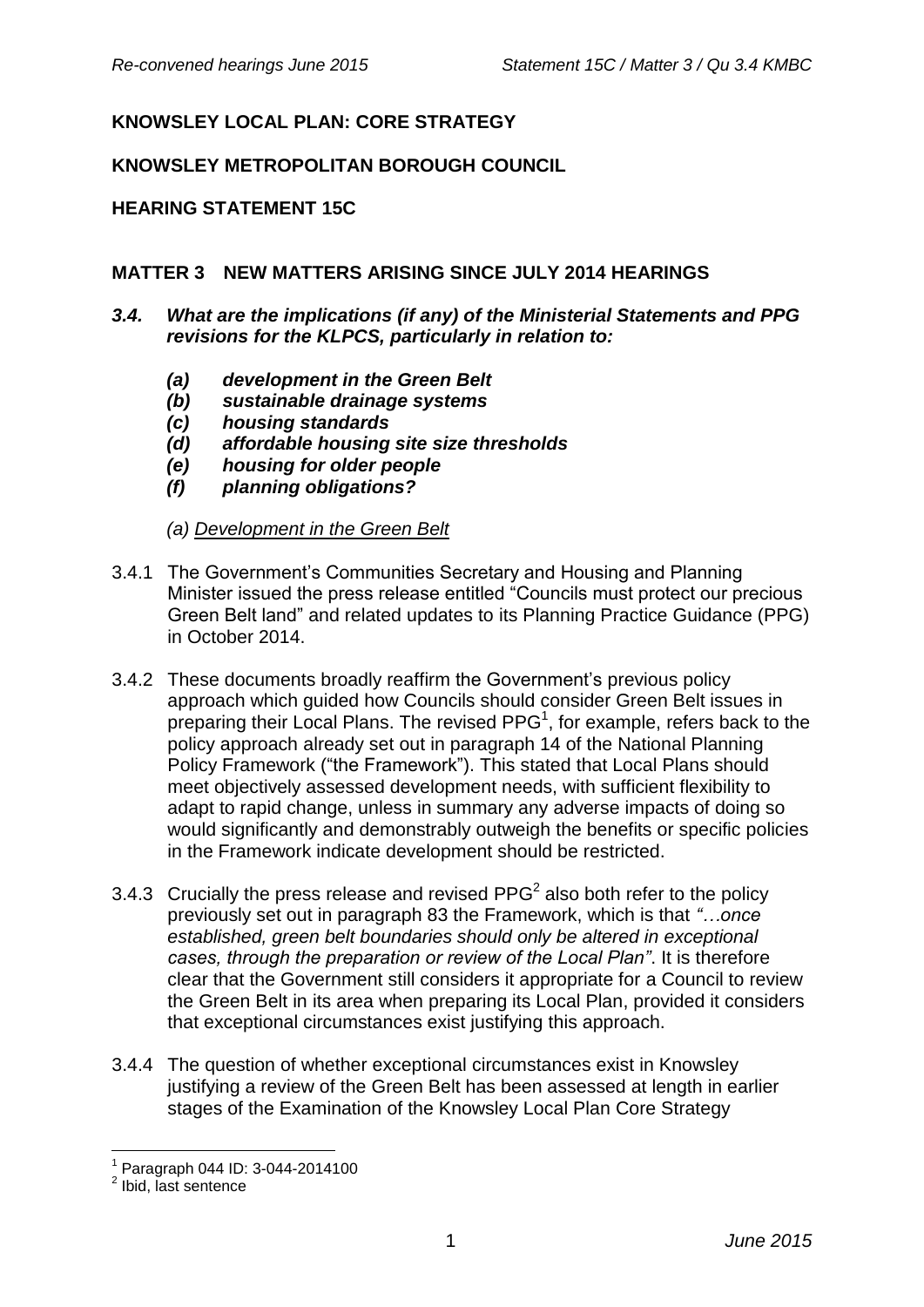**KNOWSLEY LOCAL PLAN: CORE STRATEGY**

**KNOWSLEY METROPOLITAN BOROUGH COUNCIL**

**HEARING STATEMENT 15C**

**MATTER 3 NEW MATTERS ARISING SINCE JULY 2014 HEARINGS**

***3.4. What are the implications (if any) of the Ministerial Statements and PPG revisions for the KLPCS, particularly in relation to:***

- ***(a) development in the Green Belt***
- ***(b) sustainable drainage systems***
- ***(c) housing standards***
- ***(d) affordable housing site size thresholds***
- ***(e) housing for older people***
- ***(f) planning obligations?***

*(a) Development in the Green Belt*

3.4.1 The Government's Communities Secretary and Housing and Planning Minister issued the press release entitled "Councils must protect our precious Green Belt land" and related updates to its Planning Practice Guidance (PPG) in October 2014.

3.4.2 These documents broadly reaffirm the Government's previous policy approach which guided how Councils should consider Green Belt issues in preparing their Local Plans. The revised PPG[1], for example, refers back to the policy approach already set out in paragraph 14 of the National Planning Policy Framework ("the Framework"). This stated that Local Plans should meet objectively assessed development needs, with sufficient flexibility to adapt to rapid change, unless in summary any adverse impacts of doing so would significantly and demonstrably outweigh the benefits or specific policies in the Framework indicate development should be restricted.

3.4.3 Crucially the press release and revised PPG[2] also both refer to the policy previously set out in paragraph 83 the Framework, which is that *"…once established, green belt boundaries should only be altered in exceptional cases, through the preparation or review of the Local Plan"*. It is therefore clear that the Government still considers it appropriate for a Council to review the Green Belt in its area when preparing its Local Plan, provided it considers that exceptional circumstances exist justifying this approach.

3.4.4 The question of whether exceptional circumstances exist in Knowsley justifying a review of the Green Belt has been assessed at length in earlier stages of the Examination of the Knowsley Local Plan Core Strategy

[1] Paragraph 044 ID: 3-044-2014100

[2] Ibid, last sentence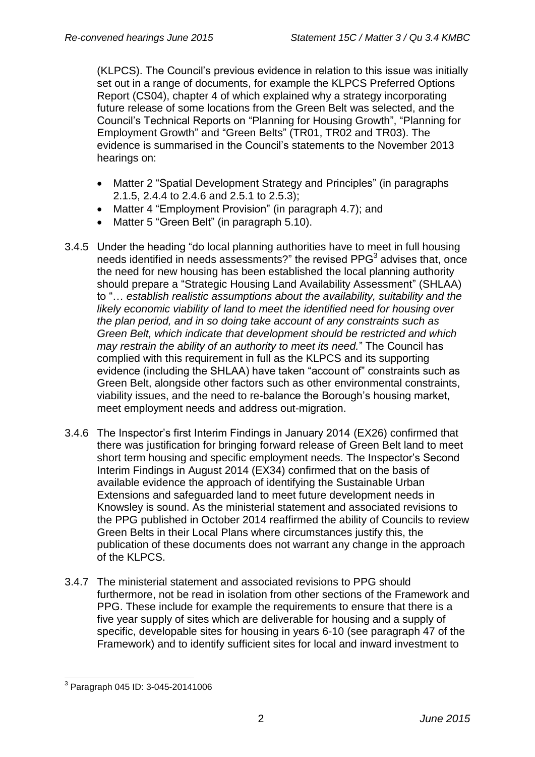(KLPCS). The Council's previous evidence in relation to this issue was initially set out in a range of documents, for example the KLPCS Preferred Options Report (CS04), chapter 4 of which explained why a strategy incorporating future release of some locations from the Green Belt was selected, and the Council's Technical Reports on "Planning for Housing Growth", "Planning for Employment Growth" and "Green Belts" (TR01, TR02 and TR03). The evidence is summarised in the Council's statements to the November 2013 hearings on:

- Matter 2 "Spatial Development Strategy and Principles" (in paragraphs 2.1.5, 2.4.4 to 2.4.6 and 2.5.1 to 2.5.3);
- Matter 4 "Employment Provision" (in paragraph 4.7); and
- Matter 5 "Green Belt" (in paragraph 5.10).

3.4.5 Under the heading "do local planning authorities have to meet in full housing needs identified in needs assessments?" the revised PPG[3] advises that, once the need for new housing has been established the local planning authority should prepare a "Strategic Housing Land Availability Assessment" (SHLAA) to "… *establish realistic assumptions about the availability, suitability and the likely economic viability of land to meet the identified need for housing over the plan period, and in so doing take account of any constraints such as Green Belt, which indicate that development should be restricted and which may restrain the ability of an authority to meet its need.*" The Council has complied with this requirement in full as the KLPCS and its supporting evidence (including the SHLAA) have taken "account of" constraints such as Green Belt, alongside other factors such as other environmental constraints, viability issues, and the need to re-balance the Borough's housing market, meet employment needs and address out-migration.

3.4.6 The Inspector's first Interim Findings in January 2014 (EX26) confirmed that there was justification for bringing forward release of Green Belt land to meet short term housing and specific employment needs. The Inspector's Second Interim Findings in August 2014 (EX34) confirmed that on the basis of available evidence the approach of identifying the Sustainable Urban Extensions and safeguarded land to meet future development needs in Knowsley is sound. As the ministerial statement and associated revisions to the PPG published in October 2014 reaffirmed the ability of Councils to review Green Belts in their Local Plans where circumstances justify this, the publication of these documents does not warrant any change in the approach of the KLPCS.

3.4.7 The ministerial statement and associated revisions to PPG should furthermore, not be read in isolation from other sections of the Framework and PPG. These include for example the requirements to ensure that there is a five year supply of sites which are deliverable for housing and a supply of specific, developable sites for housing in years 6-10 (see paragraph 47 of the Framework) and to identify sufficient sites for local and inward investment to

[3] Paragraph 045 ID: 3-045-20141006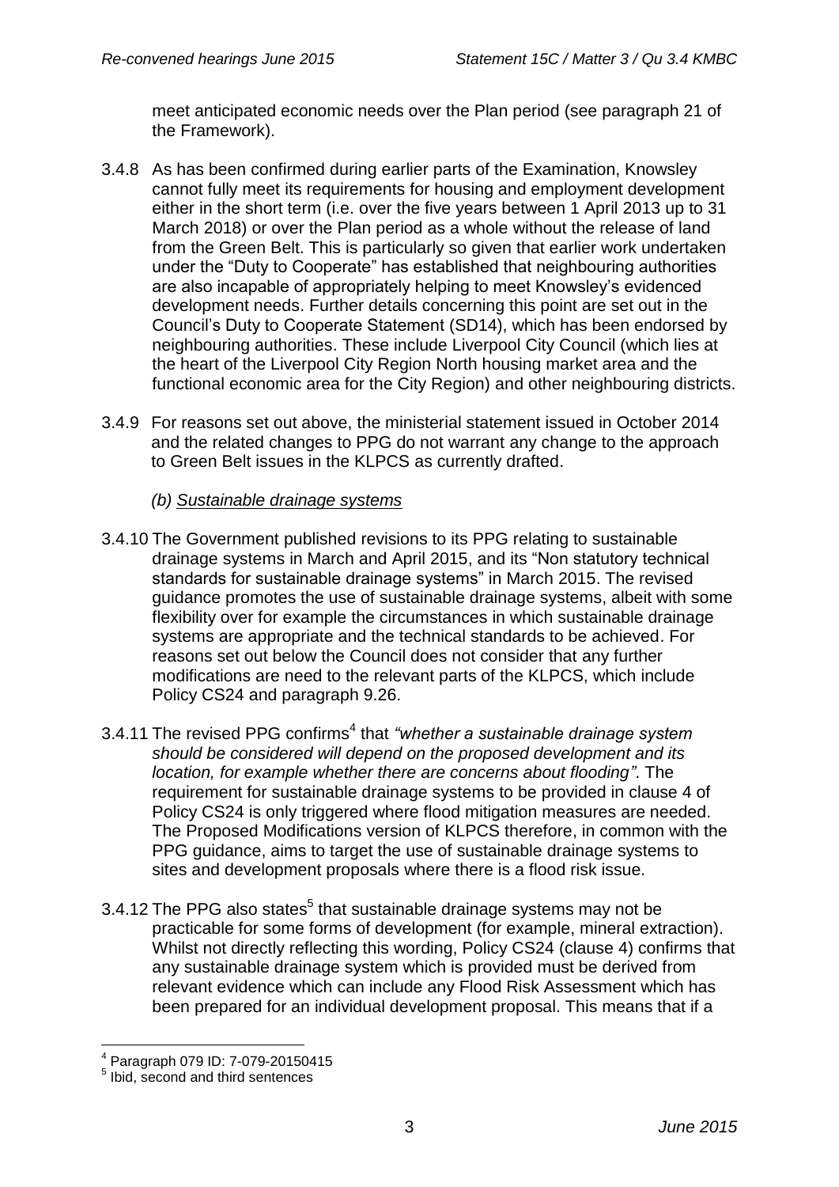meet anticipated economic needs over the Plan period (see paragraph 21 of the Framework).

3.4.8 As has been confirmed during earlier parts of the Examination, Knowsley cannot fully meet its requirements for housing and employment development either in the short term (i.e. over the five years between 1 April 2013 up to 31 March 2018) or over the Plan period as a whole without the release of land from the Green Belt. This is particularly so given that earlier work undertaken under the "Duty to Cooperate" has established that neighbouring authorities are also incapable of appropriately helping to meet Knowsley's evidenced development needs. Further details concerning this point are set out in the Council's Duty to Cooperate Statement (SD14), which has been endorsed by neighbouring authorities. These include Liverpool City Council (which lies at the heart of the Liverpool City Region North housing market area and the functional economic area for the City Region) and other neighbouring districts.

3.4.9 For reasons set out above, the ministerial statement issued in October 2014 and the related changes to PPG do not warrant any change to the approach to Green Belt issues in the KLPCS as currently drafted.

*(b) Sustainable drainage systems*

3.4.10 The Government published revisions to its PPG relating to sustainable drainage systems in March and April 2015, and its "Non statutory technical standards for sustainable drainage systems" in March 2015. The revised guidance promotes the use of sustainable drainage systems, albeit with some flexibility over for example the circumstances in which sustainable drainage systems are appropriate and the technical standards to be achieved. For reasons set out below the Council does not consider that any further modifications are need to the relevant parts of the KLPCS, which include Policy CS24 and paragraph 9.26.

3.4.11 The revised PPG confirms[4] that *"whether a sustainable drainage system should be considered will depend on the proposed development and its location, for example whether there are concerns about flooding"*. The requirement for sustainable drainage systems to be provided in clause 4 of Policy CS24 is only triggered where flood mitigation measures are needed. The Proposed Modifications version of KLPCS therefore, in common with the PPG guidance, aims to target the use of sustainable drainage systems to sites and development proposals where there is a flood risk issue.

3.4.12 The PPG also states[5] that sustainable drainage systems may not be practicable for some forms of development (for example, mineral extraction). Whilst not directly reflecting this wording, Policy CS24 (clause 4) confirms that any sustainable drainage system which is provided must be derived from relevant evidence which can include any Flood Risk Assessment which has been prepared for an individual development proposal. This means that if a

[4] Paragraph 079 ID: 7-079-20150415

[5] Ibid, second and third sentences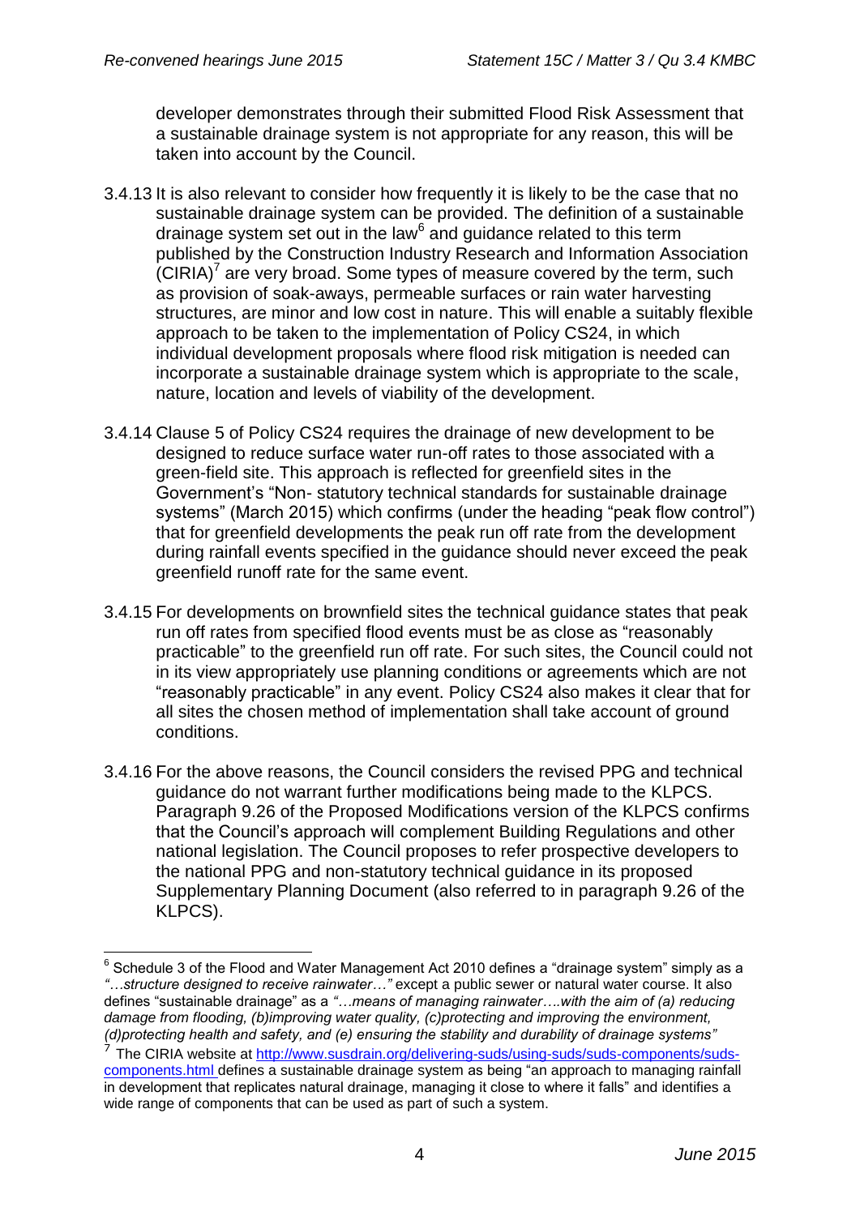developer demonstrates through their submitted Flood Risk Assessment that a sustainable drainage system is not appropriate for any reason, this will be taken into account by the Council.

3.4.13 It is also relevant to consider how frequently it is likely to be the case that no sustainable drainage system can be provided. The definition of a sustainable drainage system set out in the law[6] and guidance related to this term published by the Construction Industry Research and Information Association (CIRIA)[7] are very broad. Some types of measure covered by the term, such as provision of soak-aways, permeable surfaces or rain water harvesting structures, are minor and low cost in nature. This will enable a suitably flexible approach to be taken to the implementation of Policy CS24, in which individual development proposals where flood risk mitigation is needed can incorporate a sustainable drainage system which is appropriate to the scale, nature, location and levels of viability of the development.

3.4.14 Clause 5 of Policy CS24 requires the drainage of new development to be designed to reduce surface water run-off rates to those associated with a green-field site. This approach is reflected for greenfield sites in the Government's "Non- statutory technical standards for sustainable drainage systems" (March 2015) which confirms (under the heading "peak flow control") that for greenfield developments the peak run off rate from the development during rainfall events specified in the guidance should never exceed the peak greenfield runoff rate for the same event.

3.4.15 For developments on brownfield sites the technical guidance states that peak run off rates from specified flood events must be as close as "reasonably practicable" to the greenfield run off rate. For such sites, the Council could not in its view appropriately use planning conditions or agreements which are not "reasonably practicable" in any event. Policy CS24 also makes it clear that for all sites the chosen method of implementation shall take account of ground conditions.

3.4.16 For the above reasons, the Council considers the revised PPG and technical guidance do not warrant further modifications being made to the KLPCS. Paragraph 9.26 of the Proposed Modifications version of the KLPCS confirms that the Council's approach will complement Building Regulations and other national legislation. The Council proposes to refer prospective developers to the national PPG and non-statutory technical guidance in its proposed Supplementary Planning Document (also referred to in paragraph 9.26 of the KLPCS).

---

[6] Schedule 3 of the Flood and Water Management Act 2010 defines a "drainage system" simply as a *"…structure designed to receive rainwater…"* except a public sewer or natural water course. It also defines "sustainable drainage" as a *"…means of managing rainwater….with the aim of (a) reducing damage from flooding, (b)improving water quality, (c)protecting and improving the environment, (d)protecting health and safety, and (e) ensuring the stability and durability of drainage systems"*

[7] The CIRIA website at http://www.susdrain.org/delivering-suds/using-suds/suds-components/suds-components.html defines a sustainable drainage system as being "an approach to managing rainfall in development that replicates natural drainage, managing it close to where it falls" and identifies a wide range of components that can be used as part of such a system.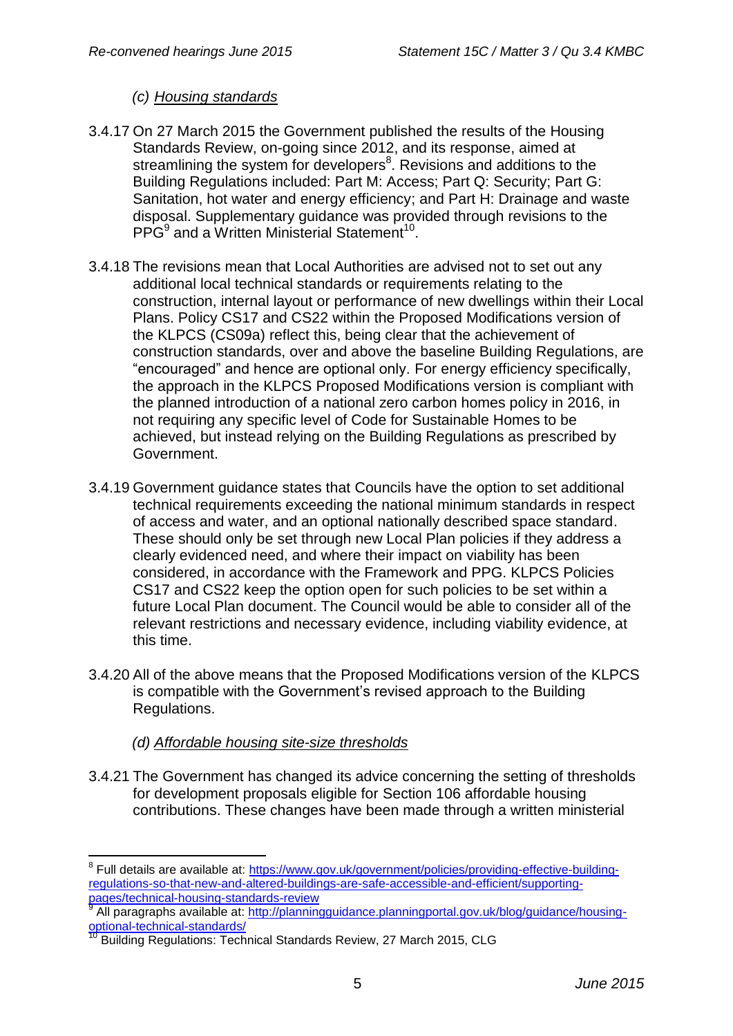### *(c) Housing standards*

3.4.17 On 27 March 2015 the Government published the results of the Housing Standards Review, on-going since 2012, and its response, aimed at streamlining the system for developers[8]. Revisions and additions to the Building Regulations included: Part M: Access; Part Q: Security; Part G: Sanitation, hot water and energy efficiency; and Part H: Drainage and waste disposal. Supplementary guidance was provided through revisions to the PPG[9] and a Written Ministerial Statement[10].

3.4.18 The revisions mean that Local Authorities are advised not to set out any additional local technical standards or requirements relating to the construction, internal layout or performance of new dwellings within their Local Plans. Policy CS17 and CS22 within the Proposed Modifications version of the KLPCS (CS09a) reflect this, being clear that the achievement of construction standards, over and above the baseline Building Regulations, are "encouraged" and hence are optional only. For energy efficiency specifically, the approach in the KLPCS Proposed Modifications version is compliant with the planned introduction of a national zero carbon homes policy in 2016, in not requiring any specific level of Code for Sustainable Homes to be achieved, but instead relying on the Building Regulations as prescribed by Government.

3.4.19 Government guidance states that Councils have the option to set additional technical requirements exceeding the national minimum standards in respect of access and water, and an optional nationally described space standard. These should only be set through new Local Plan policies if they address a clearly evidenced need, and where their impact on viability has been considered, in accordance with the Framework and PPG. KLPCS Policies CS17 and CS22 keep the option open for such policies to be set within a future Local Plan document. The Council would be able to consider all of the relevant restrictions and necessary evidence, including viability evidence, at this time.

3.4.20 All of the above means that the Proposed Modifications version of the KLPCS is compatible with the Government's revised approach to the Building Regulations.

### *(d) Affordable housing site-size thresholds*

3.4.21 The Government has changed its advice concerning the setting of thresholds for development proposals eligible for Section 106 affordable housing contributions. These changes have been made through a written ministerial

---

[8] Full details are available at: https://www.gov.uk/government/policies/providing-effective-building-regulations-so-that-new-and-altered-buildings-are-safe-accessible-and-efficient/supporting-pages/technical-housing-standards-review

[9] All paragraphs available at: http://planningguidance.planningportal.gov.uk/blog/guidance/housing-optional-technical-standards/

[10] Building Regulations: Technical Standards Review, 27 March 2015, CLG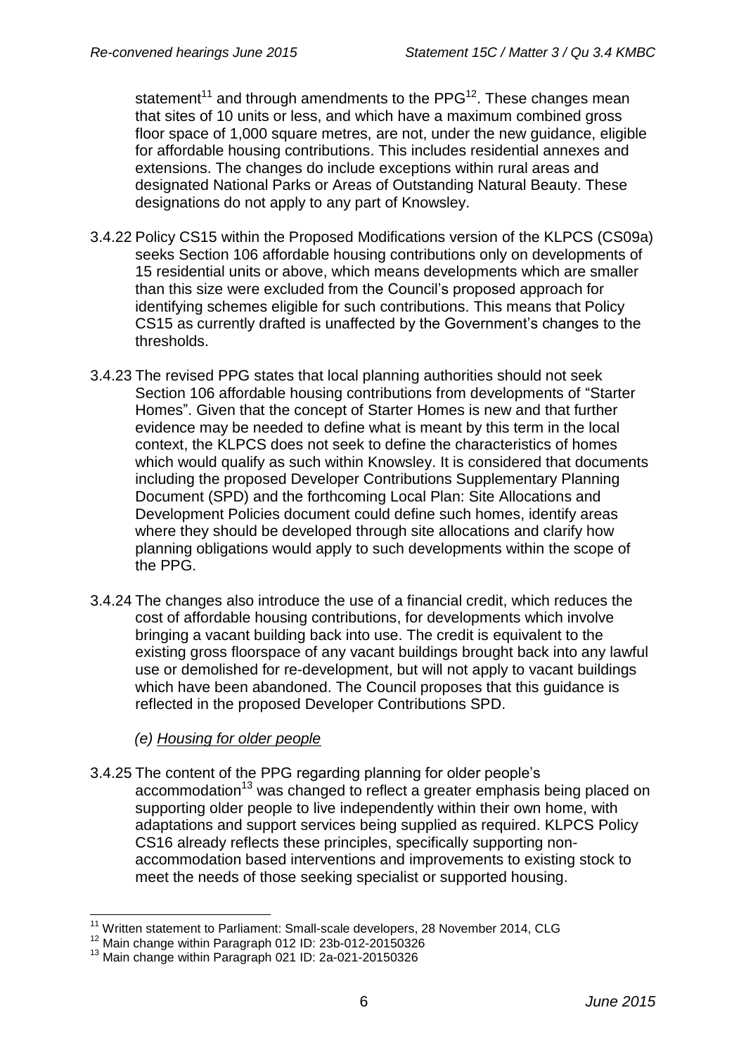statement[11] and through amendments to the PPG[12]. These changes mean that sites of 10 units or less, and which have a maximum combined gross floor space of 1,000 square metres, are not, under the new guidance, eligible for affordable housing contributions. This includes residential annexes and extensions. The changes do include exceptions within rural areas and designated National Parks or Areas of Outstanding Natural Beauty. These designations do not apply to any part of Knowsley.

3.4.22 Policy CS15 within the Proposed Modifications version of the KLPCS (CS09a) seeks Section 106 affordable housing contributions only on developments of 15 residential units or above, which means developments which are smaller than this size were excluded from the Council's proposed approach for identifying schemes eligible for such contributions. This means that Policy CS15 as currently drafted is unaffected by the Government's changes to the thresholds.

3.4.23 The revised PPG states that local planning authorities should not seek Section 106 affordable housing contributions from developments of "Starter Homes". Given that the concept of Starter Homes is new and that further evidence may be needed to define what is meant by this term in the local context, the KLPCS does not seek to define the characteristics of homes which would qualify as such within Knowsley. It is considered that documents including the proposed Developer Contributions Supplementary Planning Document (SPD) and the forthcoming Local Plan: Site Allocations and Development Policies document could define such homes, identify areas where they should be developed through site allocations and clarify how planning obligations would apply to such developments within the scope of the PPG.

3.4.24 The changes also introduce the use of a financial credit, which reduces the cost of affordable housing contributions, for developments which involve bringing a vacant building back into use. The credit is equivalent to the existing gross floorspace of any vacant buildings brought back into any lawful use or demolished for re-development, but will not apply to vacant buildings which have been abandoned. The Council proposes that this guidance is reflected in the proposed Developer Contributions SPD.

*(e) Housing for older people*

3.4.25 The content of the PPG regarding planning for older people's accommodation[13] was changed to reflect a greater emphasis being placed on supporting older people to live independently within their own home, with adaptations and support services being supplied as required. KLPCS Policy CS16 already reflects these principles, specifically supporting non-accommodation based interventions and improvements to existing stock to meet the needs of those seeking specialist or supported housing.

---

[11] Written statement to Parliament: Small-scale developers, 28 November 2014, CLG

[12] Main change within Paragraph 012 ID: 23b-012-20150326

[13] Main change within Paragraph 021 ID: 2a-021-20150326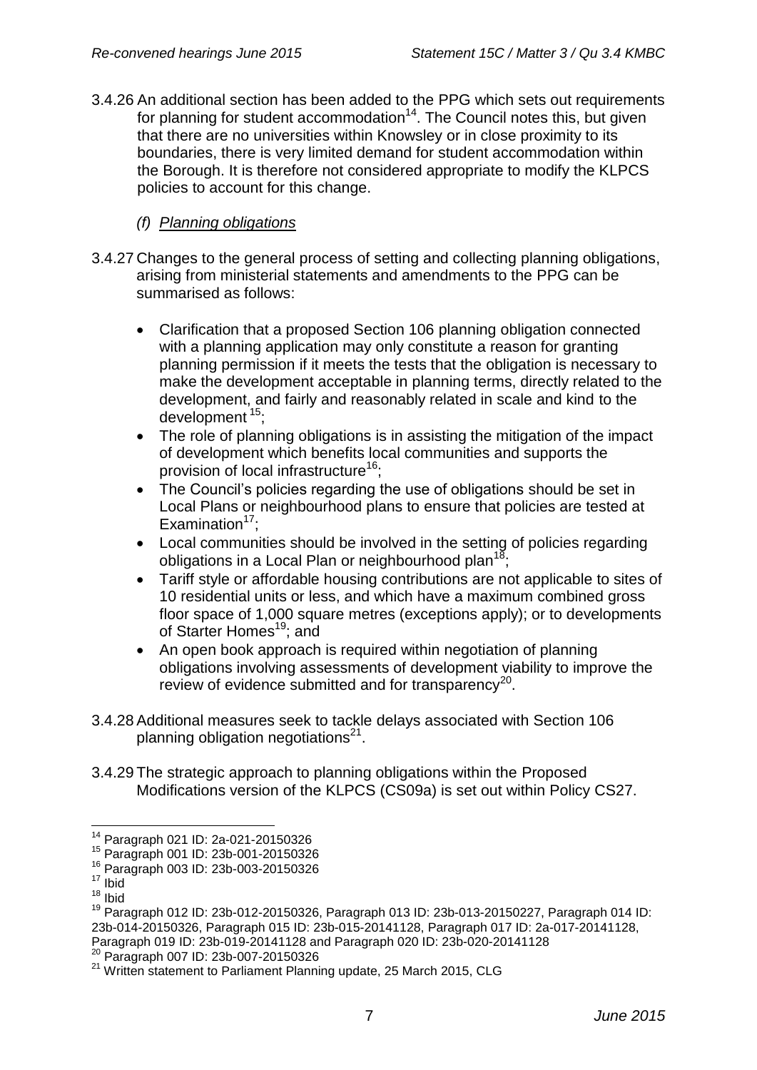3.4.26 An additional section has been added to the PPG which sets out requirements for planning for student accommodation[14]. The Council notes this, but given that there are no universities within Knowsley or in close proximity to its boundaries, there is very limited demand for student accommodation within the Borough. It is therefore not considered appropriate to modify the KLPCS policies to account for this change.

*(f) Planning obligations*

3.4.27 Changes to the general process of setting and collecting planning obligations, arising from ministerial statements and amendments to the PPG can be summarised as follows:

- Clarification that a proposed Section 106 planning obligation connected with a planning application may only constitute a reason for granting planning permission if it meets the tests that the obligation is necessary to make the development acceptable in planning terms, directly related to the development, and fairly and reasonably related in scale and kind to the development[15];
- The role of planning obligations is in assisting the mitigation of the impact of development which benefits local communities and supports the provision of local infrastructure[16];
- The Council's policies regarding the use of obligations should be set in Local Plans or neighbourhood plans to ensure that policies are tested at Examination[17];
- Local communities should be involved in the setting of policies regarding obligations in a Local Plan or neighbourhood plan[18];
- Tariff style or affordable housing contributions are not applicable to sites of 10 residential units or less, and which have a maximum combined gross floor space of 1,000 square metres (exceptions apply); or to developments of Starter Homes[19]; and
- An open book approach is required within negotiation of planning obligations involving assessments of development viability to improve the review of evidence submitted and for transparency[20].

3.4.28 Additional measures seek to tackle delays associated with Section 106 planning obligation negotiations[21].

3.4.29 The strategic approach to planning obligations within the Proposed Modifications version of the KLPCS (CS09a) is set out within Policy CS27.

---

[14] Paragraph 021 ID: 2a-021-20150326
[15] Paragraph 001 ID: 23b-001-20150326
[16] Paragraph 003 ID: 23b-003-20150326
[17] Ibid
[18] Ibid
[19] Paragraph 012 ID: 23b-012-20150326, Paragraph 013 ID: 23b-013-20150227, Paragraph 014 ID: 23b-014-20150326, Paragraph 015 ID: 23b-015-20141128, Paragraph 017 ID: 2a-017-20141128, Paragraph 019 ID: 23b-019-20141128 and Paragraph 020 ID: 23b-020-20141128
[20] Paragraph 007 ID: 23b-007-20150326
[21] Written statement to Parliament Planning update, 25 March 2015, CLG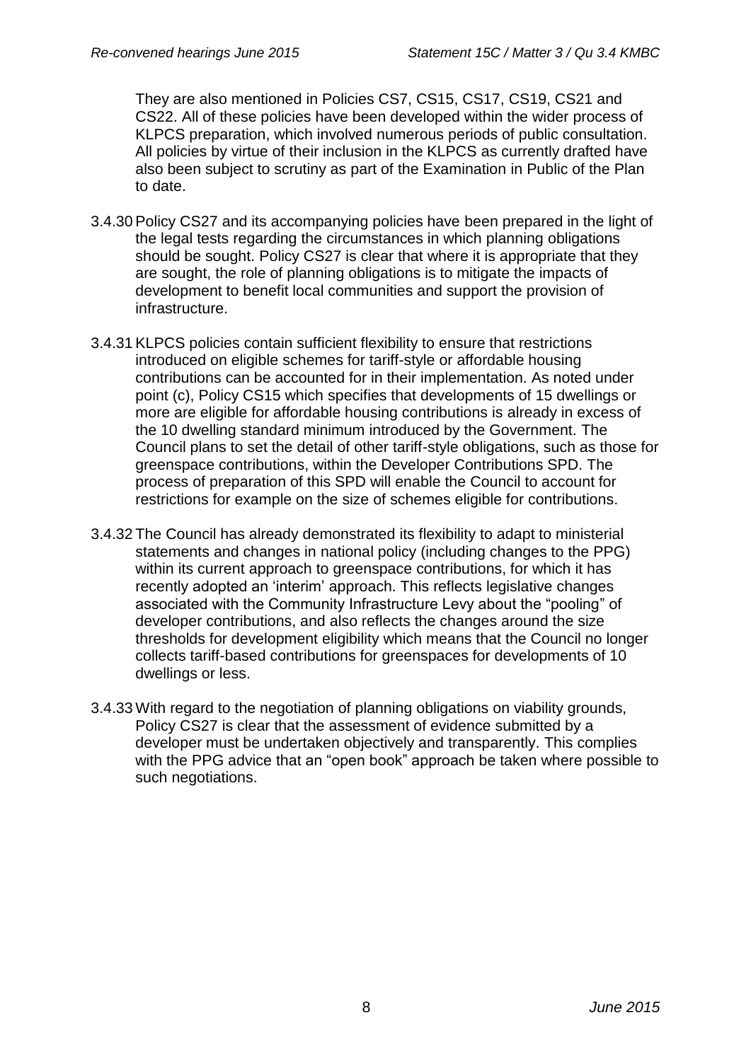They are also mentioned in Policies CS7, CS15, CS17, CS19, CS21 and CS22. All of these policies have been developed within the wider process of KLPCS preparation, which involved numerous periods of public consultation. All policies by virtue of their inclusion in the KLPCS as currently drafted have also been subject to scrutiny as part of the Examination in Public of the Plan to date.

3.4.30 Policy CS27 and its accompanying policies have been prepared in the light of the legal tests regarding the circumstances in which planning obligations should be sought. Policy CS27 is clear that where it is appropriate that they are sought, the role of planning obligations is to mitigate the impacts of development to benefit local communities and support the provision of infrastructure.

3.4.31 KLPCS policies contain sufficient flexibility to ensure that restrictions introduced on eligible schemes for tariff-style or affordable housing contributions can be accounted for in their implementation. As noted under point (c), Policy CS15 which specifies that developments of 15 dwellings or more are eligible for affordable housing contributions is already in excess of the 10 dwelling standard minimum introduced by the Government. The Council plans to set the detail of other tariff-style obligations, such as those for greenspace contributions, within the Developer Contributions SPD. The process of preparation of this SPD will enable the Council to account for restrictions for example on the size of schemes eligible for contributions.

3.4.32 The Council has already demonstrated its flexibility to adapt to ministerial statements and changes in national policy (including changes to the PPG) within its current approach to greenspace contributions, for which it has recently adopted an 'interim' approach. This reflects legislative changes associated with the Community Infrastructure Levy about the "pooling" of developer contributions, and also reflects the changes around the size thresholds for development eligibility which means that the Council no longer collects tariff-based contributions for greenspaces for developments of 10 dwellings or less.

3.4.33 With regard to the negotiation of planning obligations on viability grounds, Policy CS27 is clear that the assessment of evidence submitted by a developer must be undertaken objectively and transparently. This complies with the PPG advice that an "open book" approach be taken where possible to such negotiations.